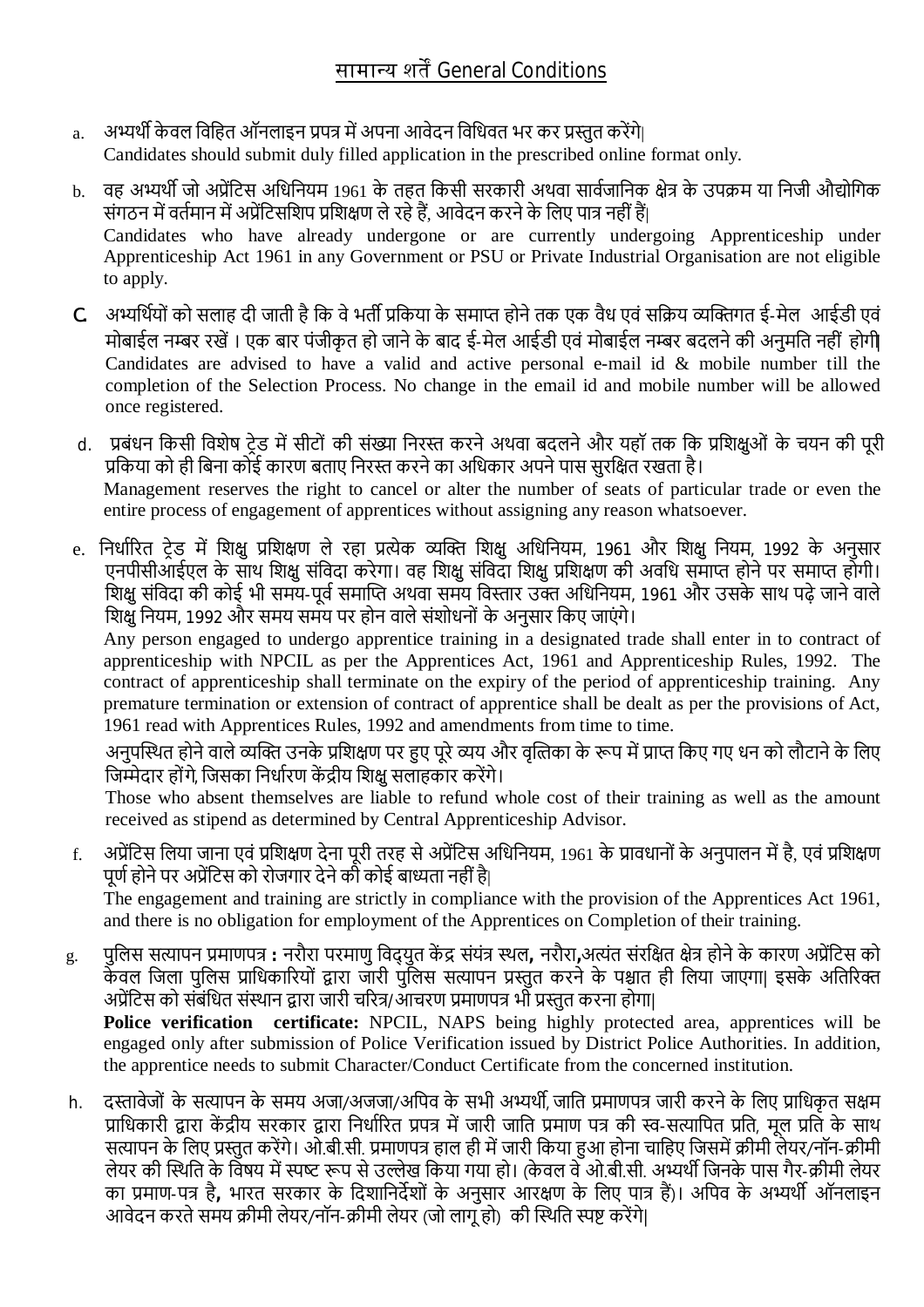## सामान्य शर्तें General Conditions

a. अभ्यर्थी केवल विहित ऑनलाइन प्रपत्र में अपना आवेदन विधिवत भर कर प्रस्तुत करेंगे|
Candidates should submit duly filled application in the prescribed online format only.

b. वह अभ्यर्थी जो अप्रेंटिस अधिनियम 1961 के तहत किसी सरकारी अथवा सार्वजनिक क्षेत्र के उपक्रम या निजी औद्योगिक संगठन में वर्तमान में अप्रेंटिसशिप प्रशिक्षण ले रहे हैं, आवेदन करने के लिए पात्र नहीं हैं|
Candidates who have already undergone or are currently undergoing Apprenticeship under Apprenticeship Act 1961 in any Government or PSU or Private Industrial Organisation are not eligible to apply.

C. अभ्यर्थियों को सलाह दी जाती है कि वे भर्ती प्रकिया के समाप्त होने तक एक वैध एवं सक्रिय व्यक्तिगत ई-मेल आईडी एवं मोबाईल नम्बर रखें । एक बार पंजीकृत हो जाने के बाद ई-मेल आईडी एवं मोबाईल नम्बर बदलने की अनुमति नहीं होगी|
Candidates are advised to have a valid and active personal e-mail id & mobile number till the completion of the Selection Process. No change in the email id and mobile number will be allowed once registered.

d. प्रबंधन किसी विशेष ट्रेड में सीटों की संख्या निरस्त करने अथवा बदलने और यहाँ तक कि प्रशिक्षुओं के चयन की पूरी प्रकिया को ही बिना कोई कारण बताए निरस्त करने का अधिकार अपने पास सुरक्षित रखता है।
Management reserves the right to cancel or alter the number of seats of particular trade or even the entire process of engagement of apprentices without assigning any reason whatsoever.

e. निर्धारित ट्रेड में शिक्षु प्रशिक्षण ले रहा प्रत्येक व्यक्ति शिक्षु अधिनियम, 1961 और शिक्षु नियम, 1992 के अनुसार एनपीसीआईएल के साथ शिक्षु संविदा करेगा। वह शिक्षु संविदा शिक्षु प्रशिक्षण की अवधि समाप्त होने पर समाप्त होगी। शिक्षु संविदा की कोई भी समय-पूर्व समाप्ति अथवा समय विस्तार उक्त अधिनियम, 1961 और उसके साथ पढ़े जाने वाले शिक्षु नियम, 1992 और समय समय पर होन वाले संशोधनों के अनुसार किए जाएंगे।
Any person engaged to undergo apprentice training in a designated trade shall enter in to contract of apprenticeship with NPCIL as per the Apprentices Act, 1961 and Apprenticeship Rules, 1992. The contract of apprenticeship shall terminate on the expiry of the period of apprenticeship training. Any premature termination or extension of contract of apprentice shall be dealt as per the provisions of Act, 1961 read with Apprentices Rules, 1992 and amendments from time to time.

अनुपस्थित होने वाले व्यक्ति उनके प्रशिक्षण पर हुए पूरे व्यय और वृत्तिका के रूप में प्राप्त किए गए धन को लौटाने के लिए जिम्मेदार होंगे, जिसका निर्धारण केंद्रीय शिक्षु सलाहकार करेंगे।
Those who absent themselves are liable to refund whole cost of their training as well as the amount received as stipend as determined by Central Apprenticeship Advisor.

f. अप्रेंटिस लिया जाना एवं प्रशिक्षण देना पूरी तरह से अप्रेंटिस अधिनियम, 1961 के प्रावधानों के अनुपालन में है, एवं प्रशिक्षण पूर्ण होने पर अप्रेंटिस को रोजगार देने की कोई बाध्यता नहीं है|
The engagement and training are strictly in compliance with the provision of the Apprentices Act 1961, and there is no obligation for employment of the Apprentices on Completion of their training.

g. पुलिस सत्यापन प्रमाणपत्र **:** नरौरा परमाणु विद्युत केंद्र संयंत्र स्थल**,** नरौरा**,**अत्यंत संरक्षित क्षेत्र होने के कारण अप्रेंटिस को केवल जिला पुलिस प्राधिकारियों द्वारा जारी पुलिस सत्यापन प्रस्तुत करने के पश्चात ही लिया जाएगा| इसके अतिरिक्त अप्रेंटिस को संबंधित संस्थान द्वारा जारी चरित्र/ आचरण प्रमाणपत्र भी प्रस्तुत करना होगा|
**Police verification certificate:** NPCIL, NAPS being highly protected area, apprentices will be engaged only after submission of Police Verification issued by District Police Authorities. In addition, the apprentice needs to submit Character/Conduct Certificate from the concerned institution.

h. दस्तावेजों के सत्यापन के समय अजा/अजजा/अपिव के सभी अभ्यर्थी, जाति प्रमाणपत्र जारी करने के लिए प्राधिकृत सक्षम प्राधिकारी द्वारा केंद्रीय सरकार द्वारा निर्धारित प्रपत्र में जारी जाति प्रमाण पत्र की स्व-सत्यापित प्रति, मूल प्रति के साथ सत्यापन के लिए प्रस्तुत करेंगे। ओ.बी.सी. प्रमाणपत्र हाल ही में जारी किया हुआ होना चाहिए जिसमें क्रीमी लेयर/नॉन-क्रीमी लेयर की स्थिति के विषय में स्पष्ट रूप से उल्लेख किया गया हो। (केवल वे ओ.बी.सी. अभ्यर्थी जिनके पास गैर-क्रीमी लेयर का प्रमाण-पत्र है**,** भारत सरकार के दिशानिर्देशों के अनुसार आरक्षण के लिए पात्र हैं)। अपिव के अभ्यर्थी ऑनलाइन आवेदन करते समय क्रीमी लेयर/नॉन-क्रीमी लेयर (जो लागू हो) की स्थिति स्पष्ट करेंगे|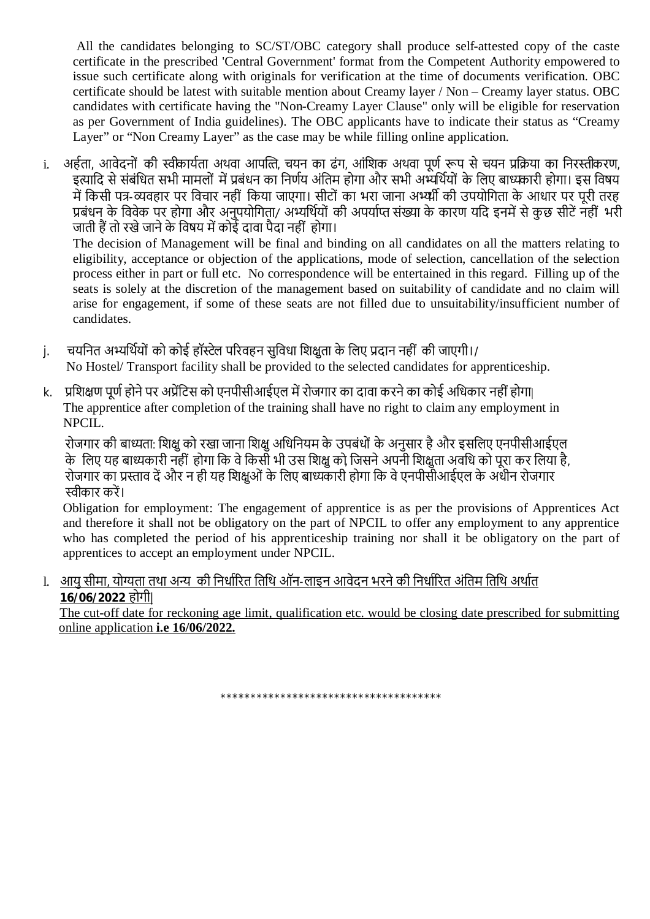All the candidates belonging to SC/ST/OBC category shall produce self-attested copy of the caste certificate in the prescribed 'Central Government' format from the Competent Authority empowered to issue such certificate along with originals for verification at the time of documents verification. OBC certificate should be latest with suitable mention about Creamy layer / Non – Creamy layer status. OBC candidates with certificate having the "Non-Creamy Layer Clause" only will be eligible for reservation as per Government of India guidelines). The OBC applicants have to indicate their status as "Creamy Layer" or "Non Creamy Layer" as the case may be while filling online application.

i. अर्हता, आवेदनों की स्वीकार्यता अथवा आपत्ति, चयन का ढंग, आंशिक अथवा पूर्ण रूप से चयन प्रक्रिया का निरस्तीकरण, इत्यादि से संबंधित सभी मामलों में प्रबंधन का निर्णय अंतिम होगा और सभी अभ्यर्थियों के लिए बाध्यकारी होगा। इस विषय में किसी पत्र-व्यवहार पर विचार नहीं किया जाएगा। सीटों का भरा जाना अभ्यर्थी की उपयोगिता के आधार पर पूरी तरह प्रबंधन के विवेक पर होगा और अनुपयोगिता/ अभ्यर्थियों की अपर्याप्त संख्या के कारण यदि इनमें से कुछ सीटें नहीं भरी जाती हैं तो रखे जाने के विषय में कोई दावा पैदा नहीं होगा।

   The decision of Management will be final and binding on all candidates on all the matters relating to eligibility, acceptance or objection of the applications, mode of selection, cancellation of the selection process either in part or full etc. No correspondence will be entertained in this regard. Filling up of the seats is solely at the discretion of the management based on suitability of candidate and no claim will arise for engagement, if some of these seats are not filled due to unsuitability/insufficient number of candidates.

j. चयनित अभ्यर्थियों को कोई हॉस्टेल परिवहन सुविधा शिक्षुता के लिए प्रदान नहीं की जाएगी।/
   No Hostel/ Transport facility shall be provided to the selected candidates for apprenticeship.

k. प्रशिक्षण पूर्ण होने पर अप्रेंटिस को एनपीसीआईएल में रोजगार का दावा करने का कोई अधिकार नहीं होगा|
   The apprentice after completion of the training shall have no right to claim any employment in NPCIL.

   रोजगार की बाध्यता: शिक्षु को रखा जाना शिक्षु अधिनियम के उपबंधों के अनुसार है और इसलिए एनपीसीआईएल के लिए यह बाध्यकारी नहीं होगा कि वे किसी भी उस शिक्षु को, जिसने अपनी शिक्षुता अवधि को पूरा कर लिया है, रोजगार का प्रस्ताव दें और न ही यह शिक्षुओं के लिए बाध्यकारी होगा कि वे एनपीसीआईएल के अधीन रोजगार स्वीकार करें।

   Obligation for employment: The engagement of apprentice is as per the provisions of Apprentices Act and therefore it shall not be obligatory on the part of NPCIL to offer any employment to any apprentice who has completed the period of his apprenticeship training nor shall it be obligatory on the part of apprentices to accept an employment under NPCIL.

l. आयु सीमा, योग्यता तथा अन्य की निर्धारित तिथि ऑन-लाइन आवेदन भरने की निर्धारित अंतिम तिथि अर्थात **16/06/2022** होगी|
   The cut-off date for reckoning age limit, qualification etc. would be closing date prescribed for submitting online application **i.e 16/06/2022.**

************************************